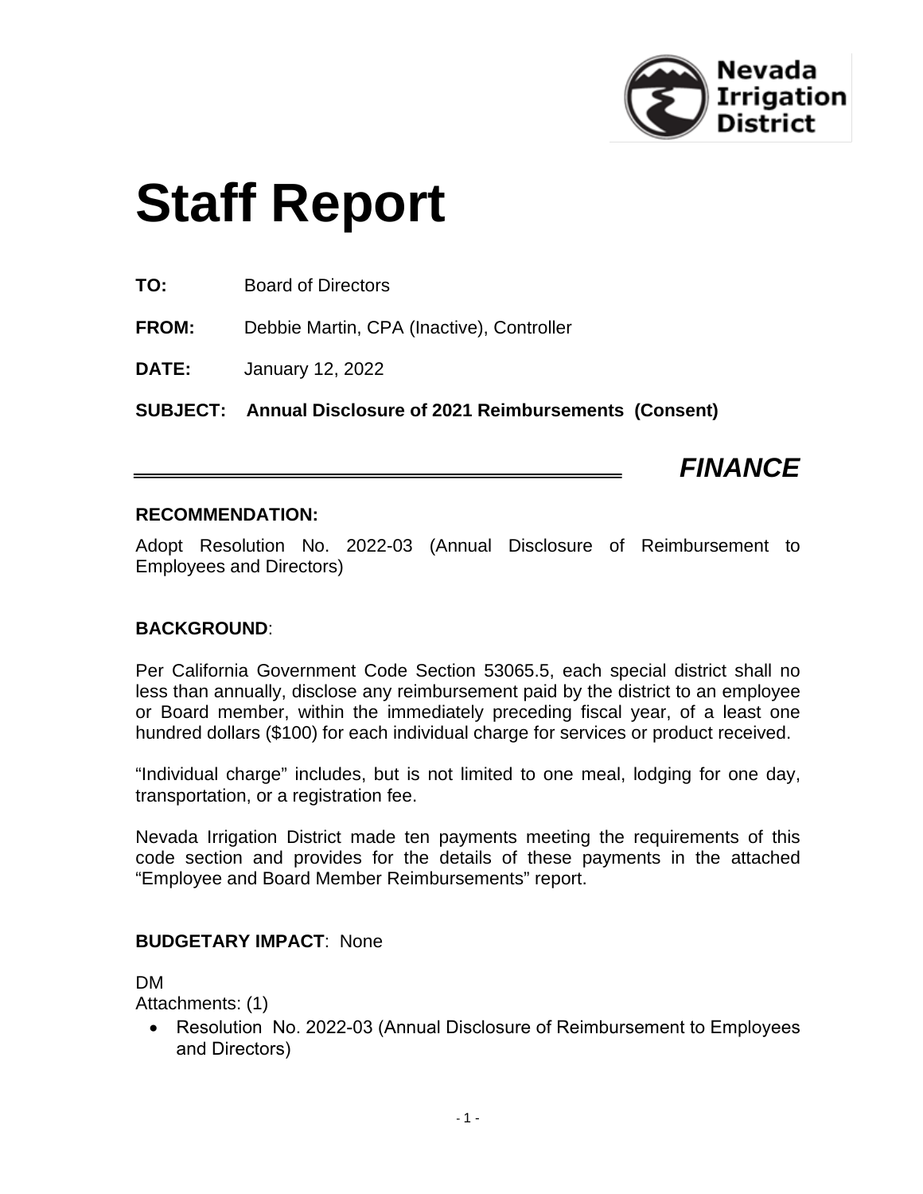# Staff Report

**TO:** Board of Directors

**FROM:** Debbie Martin, CPA (Inactive), Controller

**DATE:** January 12, 2022

**SUBJECT: Annual Disclosure of 2021 Reimbursements (Consent)**

***FINANCE***

**RECOMMENDATION:**

Adopt Resolution No. 2022-03 (Annual Disclosure of Reimbursement to Employees and Directors)

**BACKGROUND**:

Per California Government Code Section 53065.5, each special district shall no less than annually, disclose any reimbursement paid by the district to an employee or Board member, within the immediately preceding fiscal year, of a least one hundred dollars ($100) for each individual charge for services or product received.

"Individual charge" includes, but is not limited to one meal, lodging for one day, transportation, or a registration fee.

Nevada Irrigation District made ten payments meeting the requirements of this code section and provides for the details of these payments in the attached "Employee and Board Member Reimbursements" report.

**BUDGETARY IMPACT**: None

DM

Attachments: (1)

- Resolution No. 2022-03 (Annual Disclosure of Reimbursement to Employees and Directors)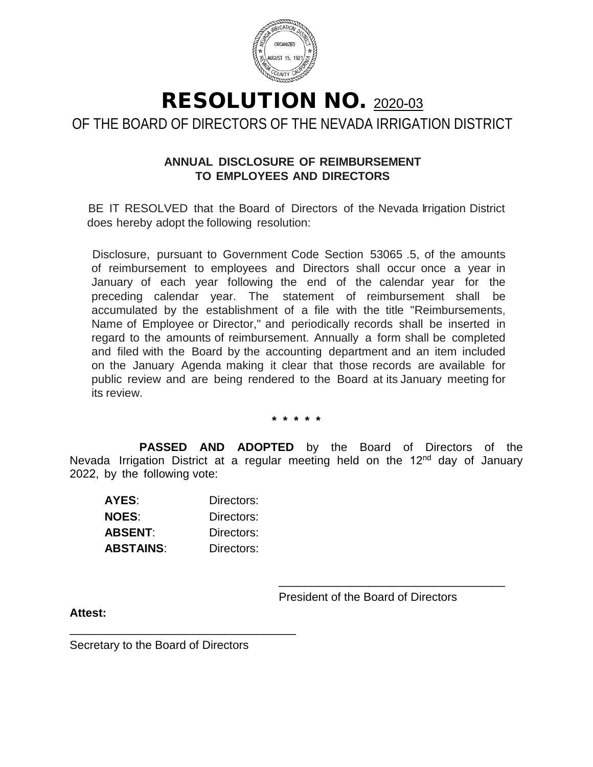# RESOLUTION NO. 2020-03

## OF THE BOARD OF DIRECTORS OF THE NEVADA IRRIGATION DISTRICT

### ANNUAL DISCLOSURE OF REIMBURSEMENT TO EMPLOYEES AND DIRECTORS

BE IT RESOLVED that the Board of Directors of the Nevada Irrigation District does hereby adopt the following resolution:

Disclosure, pursuant to Government Code Section 53065 .5, of the amounts of reimbursement to employees and Directors shall occur once a year in January of each year following the end of the calendar year for the preceding calendar year. The statement of reimbursement shall be accumulated by the establishment of a file with the title "Reimbursements, Name of Employee or Director," and periodically records shall be inserted in regard to the amounts of reimbursement. Annually a form shall be completed and filed with the Board by the accounting department and an item included on the January Agenda making it clear that those records are available for public review and are being rendered to the Board at its January meeting for its review.

\* \* \* \* \*

**PASSED AND ADOPTED** by the Board of Directors of the Nevada Irrigation District at a regular meeting held on the 12th day of January 2022, by the following vote:

**AYES**: Directors:
**NOES**: Directors:
**ABSENT**: Directors:
**ABSTAINS**: Directors:

\_\_\_\_\_\_\_\_\_\_\_\_\_\_\_\_\_\_\_\_\_\_\_\_\_\_\_\_\_\_\_\_\_\_\_
President of the Board of Directors

**Attest:**

\_\_\_\_\_\_\_\_\_\_\_\_\_\_\_\_\_\_\_\_\_\_\_\_\_\_\_\_\_\_\_\_\_\_\_
Secretary to the Board of Directors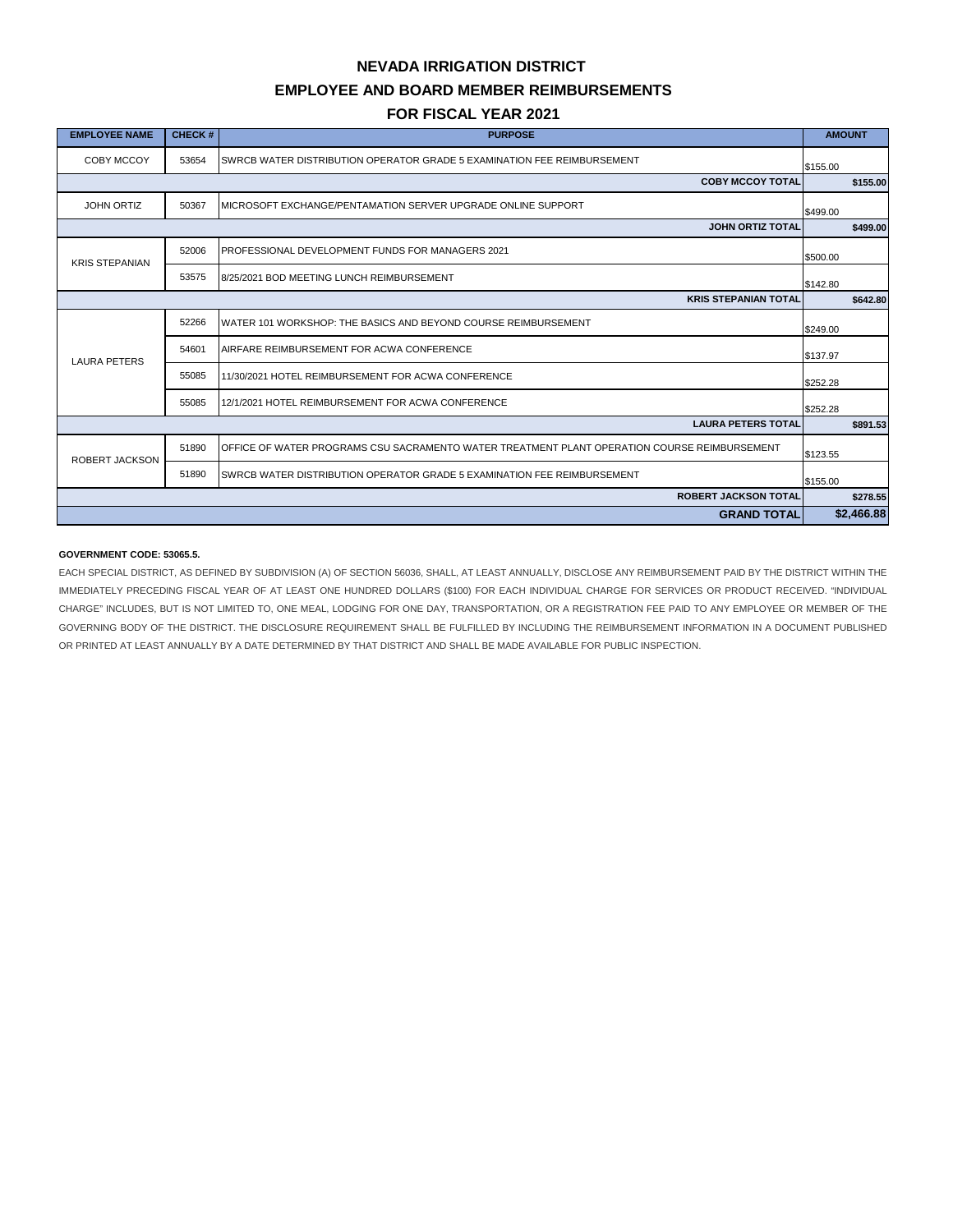# NEVADA IRRIGATION DISTRICT

## EMPLOYEE AND BOARD MEMBER REIMBURSEMENTS

## FOR FISCAL YEAR 2021

| EMPLOYEE NAME | CHECK # | PURPOSE | AMOUNT |
|---|---|---|---|
| COBY MCCOY | 53654 | SWRCB WATER DISTRIBUTION OPERATOR GRADE 5 EXAMINATION FEE REIMBURSEMENT | $155.00 |
| | | **COBY MCCOY TOTAL** | **$155.00** |
| JOHN ORTIZ | 50367 | MICROSOFT EXCHANGE/PENTAMATION SERVER UPGRADE ONLINE SUPPORT | $499.00 |
| | | **JOHN ORTIZ TOTAL** | **$499.00** |
| KRIS STEPANIAN | 52006 | PROFESSIONAL DEVELOPMENT FUNDS FOR MANAGERS 2021 | $500.00 |
| | 53575 | 8/25/2021 BOD MEETING LUNCH REIMBURSEMENT | $142.80 |
| | | **KRIS STEPANIAN TOTAL** | **$642.80** |
| LAURA PETERS | 52266 | WATER 101 WORKSHOP: THE BASICS AND BEYOND COURSE REIMBURSEMENT | $249.00 |
| | 54601 | AIRFARE REIMBURSEMENT FOR ACWA CONFERENCE | $137.97 |
| | 55085 | 11/30/2021 HOTEL REIMBURSEMENT FOR ACWA CONFERENCE | $252.28 |
| | 55085 | 12/1/2021 HOTEL REIMBURSEMENT FOR ACWA CONFERENCE | $252.28 |
| | | **LAURA PETERS TOTAL** | **$891.53** |
| ROBERT JACKSON | 51890 | OFFICE OF WATER PROGRAMS CSU SACRAMENTO WATER TREATMENT PLANT OPERATION COURSE REIMBURSEMENT | $123.55 |
| | 51890 | SWRCB WATER DISTRIBUTION OPERATOR GRADE 5 EXAMINATION FEE REIMBURSEMENT | $155.00 |
| | | **ROBERT JACKSON TOTAL** | **$278.55** |
| | | **GRAND TOTAL** | **$2,466.88** |

**GOVERNMENT CODE: 53065.5.**

EACH SPECIAL DISTRICT, AS DEFINED BY SUBDIVISION (A) OF SECTION 56036, SHALL, AT LEAST ANNUALLY, DISCLOSE ANY REIMBURSEMENT PAID BY THE DISTRICT WITHIN THE IMMEDIATELY PRECEDING FISCAL YEAR OF AT LEAST ONE HUNDRED DOLLARS ($100) FOR EACH INDIVIDUAL CHARGE FOR SERVICES OR PRODUCT RECEIVED. "INDIVIDUAL CHARGE" INCLUDES, BUT IS NOT LIMITED TO, ONE MEAL, LODGING FOR ONE DAY, TRANSPORTATION, OR A REGISTRATION FEE PAID TO ANY EMPLOYEE OR MEMBER OF THE GOVERNING BODY OF THE DISTRICT. THE DISCLOSURE REQUIREMENT SHALL BE FULFILLED BY INCLUDING THE REIMBURSEMENT INFORMATION IN A DOCUMENT PUBLISHED OR PRINTED AT LEAST ANNUALLY BY A DATE DETERMINED BY THAT DISTRICT AND SHALL BE MADE AVAILABLE FOR PUBLIC INSPECTION.